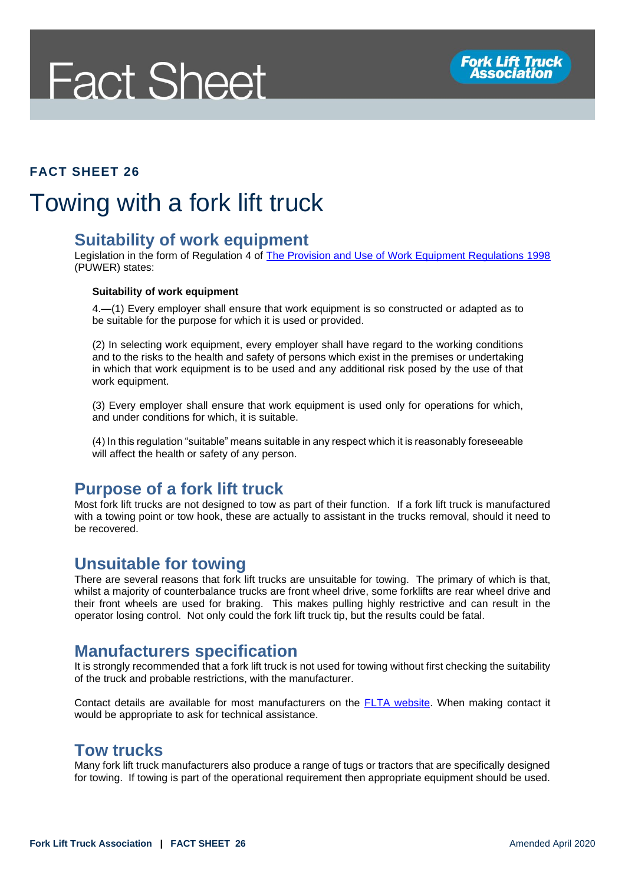Fact Sheet

**FACT SHEET 26**

# Towing with a fork lift truck

## Suitability of work equipment

Legislation in the form of Regulation 4 of [The Provision and Use of Work Equipment Regulations 1998]() (PUWER) states:

> **Suitability of work equipment**
>
> 4.—(1) Every employer shall ensure that work equipment is so constructed or adapted as to be suitable for the purpose for which it is used or provided.
>
> (2) In selecting work equipment, every employer shall have regard to the working conditions and to the risks to the health and safety of persons which exist in the premises or undertaking in which that work equipment is to be used and any additional risk posed by the use of that work equipment.
>
> (3) Every employer shall ensure that work equipment is used only for operations for which, and under conditions for which, it is suitable.
>
> (4) In this regulation "suitable" means suitable in any respect which it is reasonably foreseeable will affect the health or safety of any person.

## Purpose of a fork lift truck

Most fork lift trucks are not designed to tow as part of their function. If a fork lift truck is manufactured with a towing point or tow hook, these are actually to assistant in the trucks removal, should it need to be recovered.

## Unsuitable for towing

There are several reasons that fork lift trucks are unsuitable for towing. The primary of which is that, whilst a majority of counterbalance trucks are front wheel drive, some forklifts are rear wheel drive and their front wheels are used for braking. This makes pulling highly restrictive and can result in the operator losing control. Not only could the fork lift truck tip, but the results could be fatal.

## Manufacturers specification

It is strongly recommended that a fork lift truck is not used for towing without first checking the suitability of the truck and probable restrictions, with the manufacturer.

Contact details are available for most manufacturers on the [FLTA website](). When making contact it would be appropriate to ask for technical assistance.

## Tow trucks

Many fork lift truck manufacturers also produce a range of tugs or tractors that are specifically designed for towing. If towing is part of the operational requirement then appropriate equipment should be used.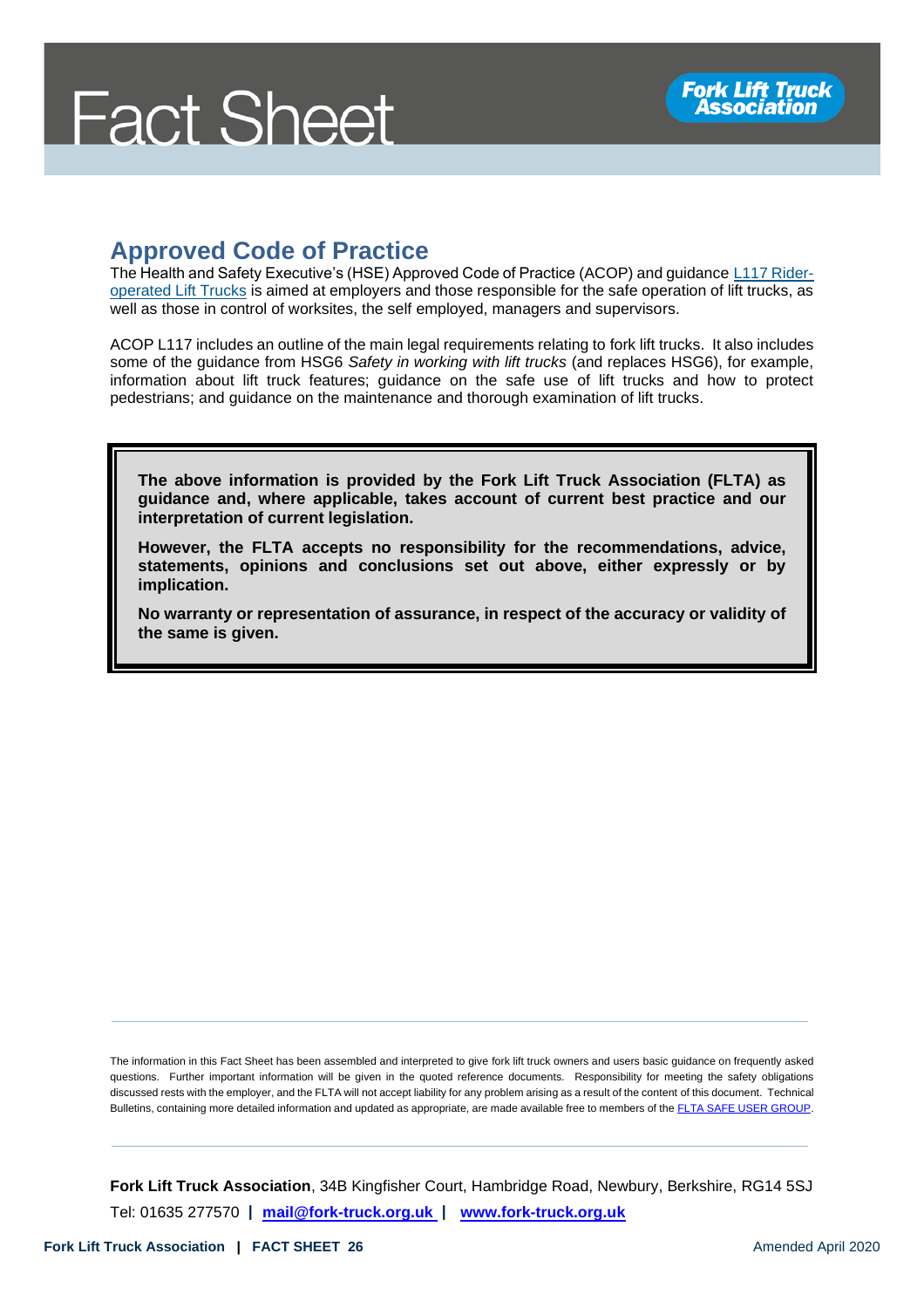# Fact Sheet

## Approved Code of Practice

The Health and Safety Executive's (HSE) Approved Code of Practice (ACOP) and guidance [L117 Rider-operated Lift Trucks] is aimed at employers and those responsible for the safe operation of lift trucks, as well as those in control of worksites, the self employed, managers and supervisors.

ACOP L117 includes an outline of the main legal requirements relating to fork lift trucks. It also includes some of the guidance from HSG6 *Safety in working with lift trucks* (and replaces HSG6), for example, information about lift truck features; guidance on the safe use of lift trucks and how to protect pedestrians; and guidance on the maintenance and thorough examination of lift trucks.

**The above information is provided by the Fork Lift Truck Association (FLTA) as guidance and, where applicable, takes account of current best practice and our interpretation of current legislation.**

**However, the FLTA accepts no responsibility for the recommendations, advice, statements, opinions and conclusions set out above, either expressly or by implication.**

**No warranty or representation of assurance, in respect of the accuracy or validity of the same is given.**

---

The information in this Fact Sheet has been assembled and interpreted to give fork lift truck owners and users basic guidance on frequently asked questions. Further important information will be given in the quoted reference documents. Responsibility for meeting the safety obligations discussed rests with the employer, and the FLTA will not accept liability for any problem arising as a result of the content of this document. Technical Bulletins, containing more detailed information and updated as appropriate, are made available free to members of the FLTA SAFE USER GROUP.

---

**Fork Lift Truck Association**, 34B Kingfisher Court, Hambridge Road, Newbury, Berkshire, RG14 5SJ

Tel: 01635 277570 | **mail@fork-truck.org.uk** | **www.fork-truck.org.uk**

**Fork Lift Truck Association | FACT SHEET 26** Amended April 2020